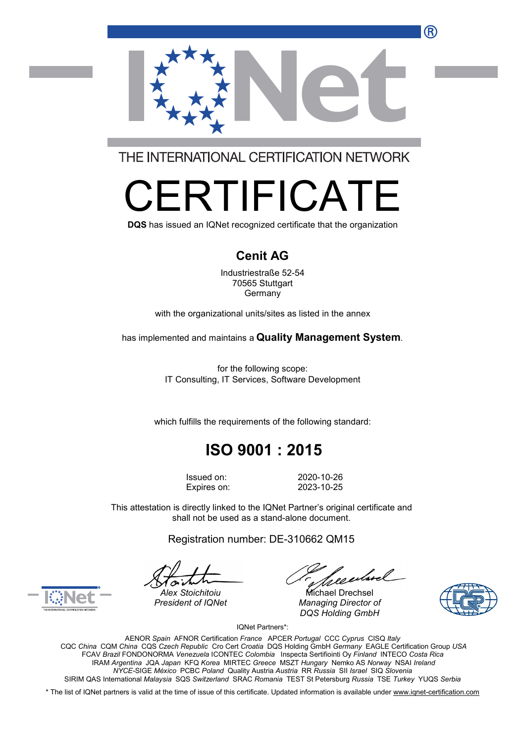THE INTERNATIONAL CERTIFICATION NETWORK

# CERTIFICATE

**DQS** has issued an IQNet recognized certificate that the organization

## Cenit AG

Industriestraße 52-54
70565 Stuttgart
Germany

with the organizational units/sites as listed in the annex

has implemented and maintains a **Quality Management System**.

for the following scope:
IT Consulting, IT Services, Software Development

which fulfills the requirements of the following standard:

## ISO 9001 : 2015

Issued on: 2020-10-26
Expires on: 2023-10-25

This attestation is directly linked to the IQNet Partner's original certificate and shall not be used as a stand-alone document.

Registration number: DE-310662 QM15

*Alex Stoichitoiu*
*President of IQNet*

Michael Drechsel
*Managing Director of DQS Holding GmbH*

IQNet Partners*:

AENOR *Spain* AFNOR Certification *France* APCER *Portugal* CCC *Cyprus* CISQ *Italy*
CQC *China* CQM *China* CQS *Czech Republic* Cro Cert *Croatia* DQS Holding GmbH *Germany* EAGLE Certification Group *USA*
FCAV *Brazil* FONDONORMA *Venezuela* ICONTEC *Colombia* Inspecta Sertifiointi Oy *Finland* INTECO *Costa Rica*
IRAM *Argentina* JQA *Japan* KFQ *Korea* MIRTEC *Greece* MSZT *Hungary* Nemko AS *Norway* NSAI *Ireland*
*NYCE*-SIGE *México* PCBC *Poland* Quality Austria *Austria* RR *Russia* SII *Israel* SIQ *Slovenia*
SIRIM QAS International *Malaysia* SQS *Switzerland* SRAC *Romania* TEST St Petersburg *Russia* TSE *Turkey* YUQS *Serbia*

* The list of IQNet partners is valid at the time of issue of this certificate. Updated information is available under www.iqnet-certification.com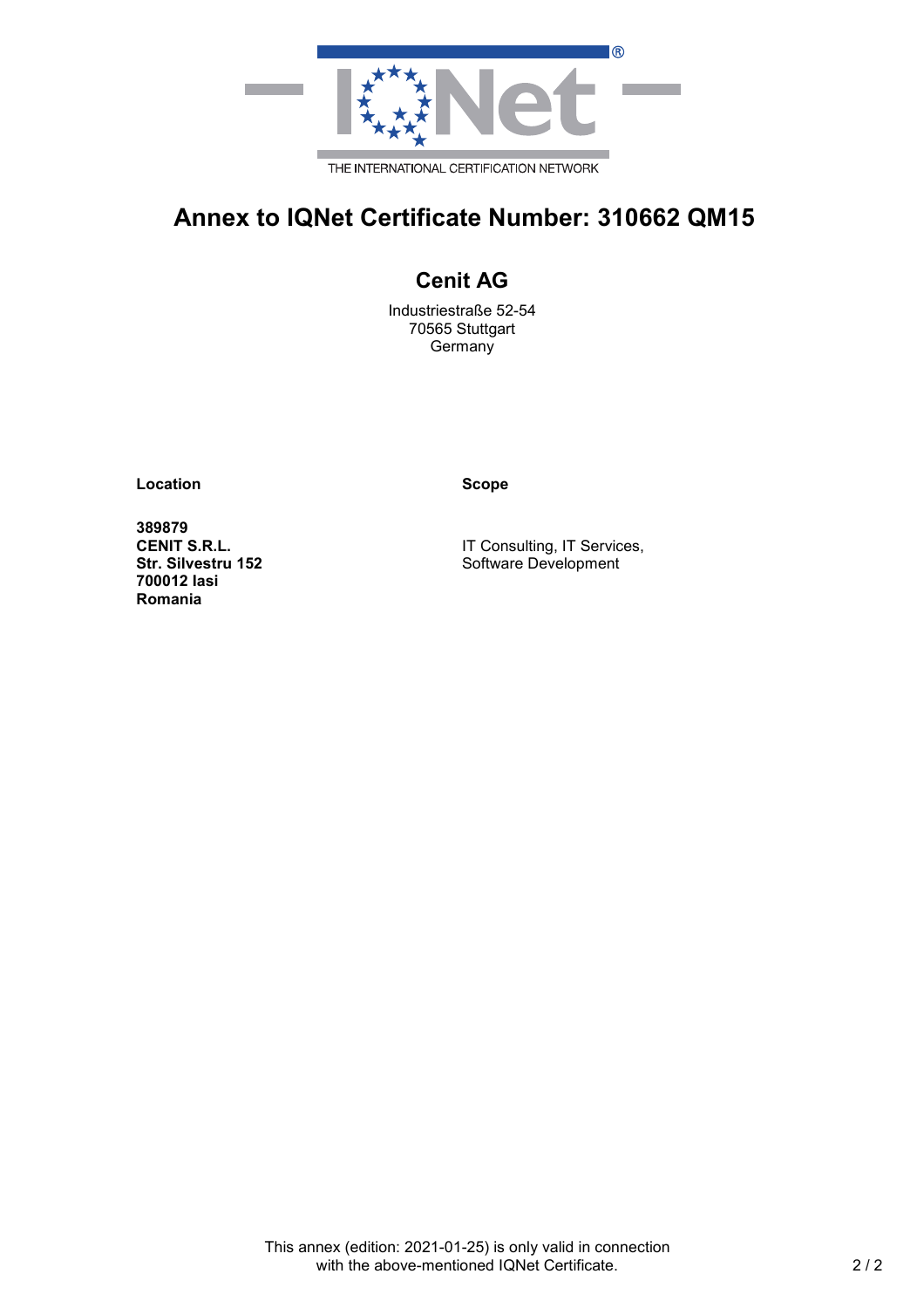THE INTERNATIONAL CERTIFICATION NETWORK

# Annex to IQNet Certificate Number: 310662 QM15

## Cenit AG

Industriestraße 52-54
70565 Stuttgart
Germany

| Location | Scope |
|---|---|
| **389879**<br>**CENIT S.R.L.**<br>**Str. Silvestru 152**<br>**700012 Iasi**<br>**Romania** | IT Consulting, IT Services, Software Development |

This annex (edition: 2021-01-25) is only valid in connection with the above-mentioned IQNet Certificate.